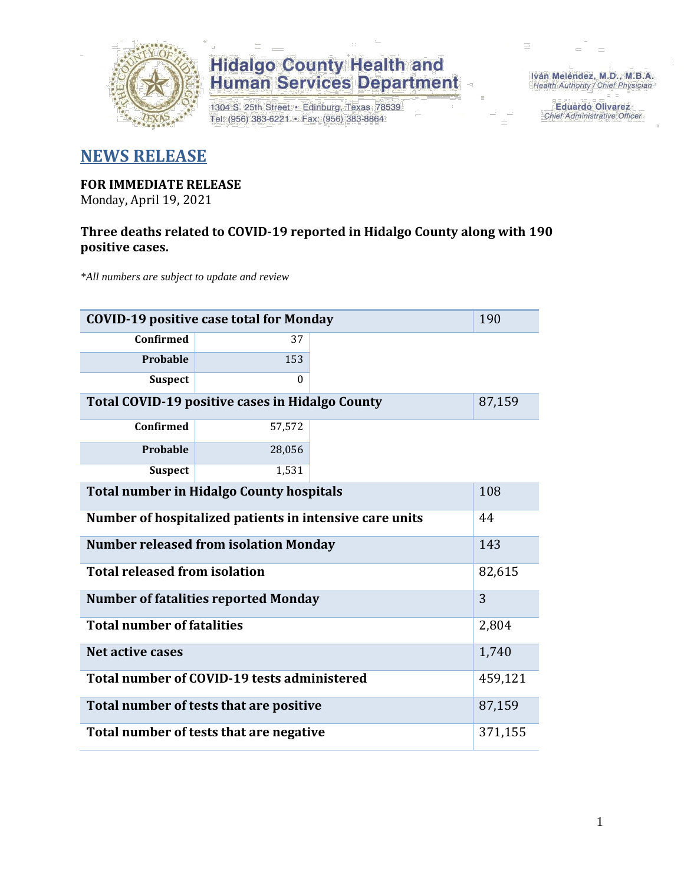# Hidalgo County Health and Human Services Department

1304 S. 25th Street • Edinburg, Texas 78539
Tel: (956) 383-6221 • Fax: (956) 383-8864

Iván Meléndez, M.D., M.B.A.
*Health Authority / Chief Physician*

Eduardo Olivarez
*Chief Administrative Officer*

## NEWS RELEASE

**FOR IMMEDIATE RELEASE**
Monday, April 19, 2021

**Three deaths related to COVID-19 reported in Hidalgo County along with 190 positive cases.**

*\*All numbers are subject to update and review*

| **COVID-19 positive case total for Monday** | | 190 |
|---|---|---|
| **Confirmed** | 37 | |
| **Probable** | 153 | |
| **Suspect** | 0 | |
| **Total COVID-19 positive cases in Hidalgo County** | | 87,159 |
| **Confirmed** | 57,572 | |
| **Probable** | 28,056 | |
| **Suspect** | 1,531 | |
| **Total number in Hidalgo County hospitals** | | 108 |
| **Number of hospitalized patients in intensive care units** | | 44 |
| **Number released from isolation Monday** | | 143 |
| **Total released from isolation** | | 82,615 |
| **Number of fatalities reported Monday** | | 3 |
| **Total number of fatalities** | | 2,804 |
| **Net active cases** | | 1,740 |
| **Total number of COVID-19 tests administered** | | 459,121 |
| **Total number of tests that are positive** | | 87,159 |
| **Total number of tests that are negative** | | 371,155 |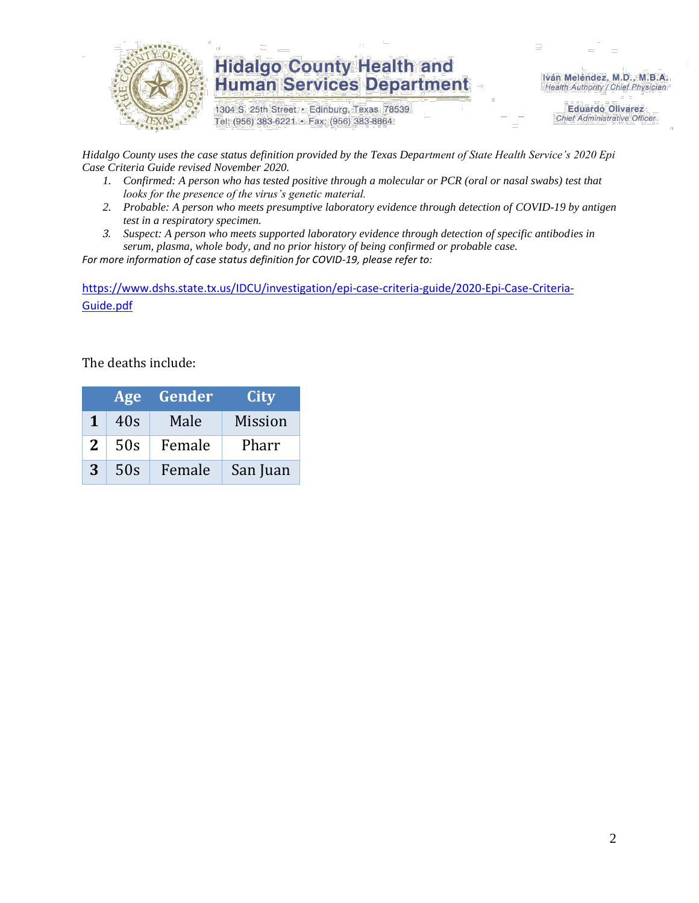**Hidalgo County Health and Human Services Department**

1304 S. 25th Street • Edinburg, Texas 78539
Tel: (956) 383-6221 • Fax: (956) 383-8864

Iván Meléndez, M.D., M.B.A.
*Health Authority / Chief Physician*

Eduardo Olivarez
*Chief Administrative Officer*

*Hidalgo County uses the case status definition provided by the Texas Department of State Health Service's 2020 Epi Case Criteria Guide revised November 2020.*

1. *Confirmed: A person who has tested positive through a molecular or PCR (oral or nasal swabs) test that looks for the presence of the virus's genetic material.*
2. *Probable: A person who meets presumptive laboratory evidence through detection of COVID-19 by antigen test in a respiratory specimen.*
3. *Suspect: A person who meets supported laboratory evidence through detection of specific antibodies in serum, plasma, whole body, and no prior history of being confirmed or probable case.*

*For more information of case status definition for COVID-19, please refer to:*

https://www.dshs.state.tx.us/IDCU/investigation/epi-case-criteria-guide/2020-Epi-Case-Criteria-Guide.pdf

The deaths include:

| | Age | Gender | City |
|---|---|---|---|
| **1** | 40s | Male | Mission |
| **2** | 50s | Female | Pharr |
| **3** | 50s | Female | San Juan |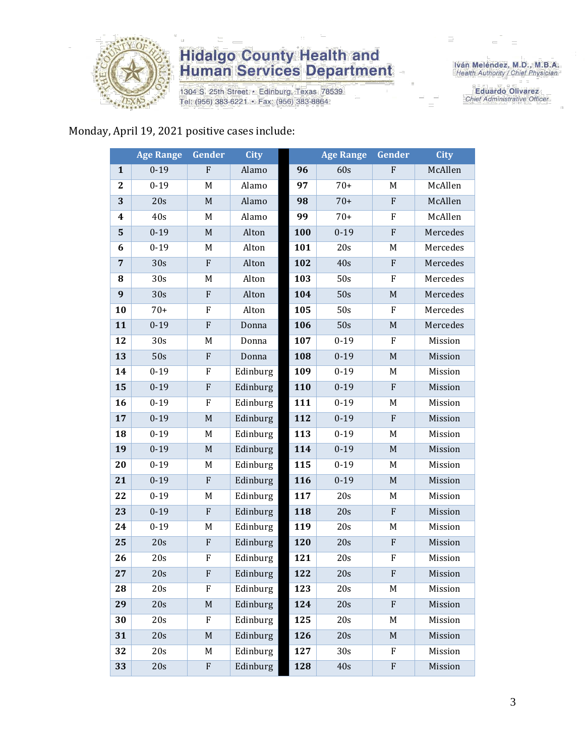Monday, April 19, 2021 positive cases include:

| | Age Range | Gender | City | | Age Range | Gender | City |
|---|---|---|---|---|---|---|---|
| 1 | 0-19 | F | Alamo | 96 | 60s | F | McAllen |
| 2 | 0-19 | M | Alamo | 97 | 70+ | M | McAllen |
| 3 | 20s | M | Alamo | 98 | 70+ | F | McAllen |
| 4 | 40s | M | Alamo | 99 | 70+ | F | McAllen |
| 5 | 0-19 | M | Alton | 100 | 0-19 | F | Mercedes |
| 6 | 0-19 | M | Alton | 101 | 20s | M | Mercedes |
| 7 | 30s | F | Alton | 102 | 40s | F | Mercedes |
| 8 | 30s | M | Alton | 103 | 50s | F | Mercedes |
| 9 | 30s | F | Alton | 104 | 50s | M | Mercedes |
| 10 | 70+ | F | Alton | 105 | 50s | F | Mercedes |
| 11 | 0-19 | F | Donna | 106 | 50s | M | Mercedes |
| 12 | 30s | M | Donna | 107 | 0-19 | F | Mission |
| 13 | 50s | F | Donna | 108 | 0-19 | M | Mission |
| 14 | 0-19 | F | Edinburg | 109 | 0-19 | M | Mission |
| 15 | 0-19 | F | Edinburg | 110 | 0-19 | F | Mission |
| 16 | 0-19 | F | Edinburg | 111 | 0-19 | M | Mission |
| 17 | 0-19 | M | Edinburg | 112 | 0-19 | F | Mission |
| 18 | 0-19 | M | Edinburg | 113 | 0-19 | M | Mission |
| 19 | 0-19 | M | Edinburg | 114 | 0-19 | M | Mission |
| 20 | 0-19 | M | Edinburg | 115 | 0-19 | M | Mission |
| 21 | 0-19 | F | Edinburg | 116 | 0-19 | M | Mission |
| 22 | 0-19 | M | Edinburg | 117 | 20s | M | Mission |
| 23 | 0-19 | F | Edinburg | 118 | 20s | F | Mission |
| 24 | 0-19 | M | Edinburg | 119 | 20s | M | Mission |
| 25 | 20s | F | Edinburg | 120 | 20s | F | Mission |
| 26 | 20s | F | Edinburg | 121 | 20s | F | Mission |
| 27 | 20s | F | Edinburg | 122 | 20s | F | Mission |
| 28 | 20s | F | Edinburg | 123 | 20s | M | Mission |
| 29 | 20s | M | Edinburg | 124 | 20s | F | Mission |
| 30 | 20s | F | Edinburg | 125 | 20s | M | Mission |
| 31 | 20s | M | Edinburg | 126 | 20s | M | Mission |
| 32 | 20s | M | Edinburg | 127 | 30s | F | Mission |
| 33 | 20s | F | Edinburg | 128 | 40s | F | Mission |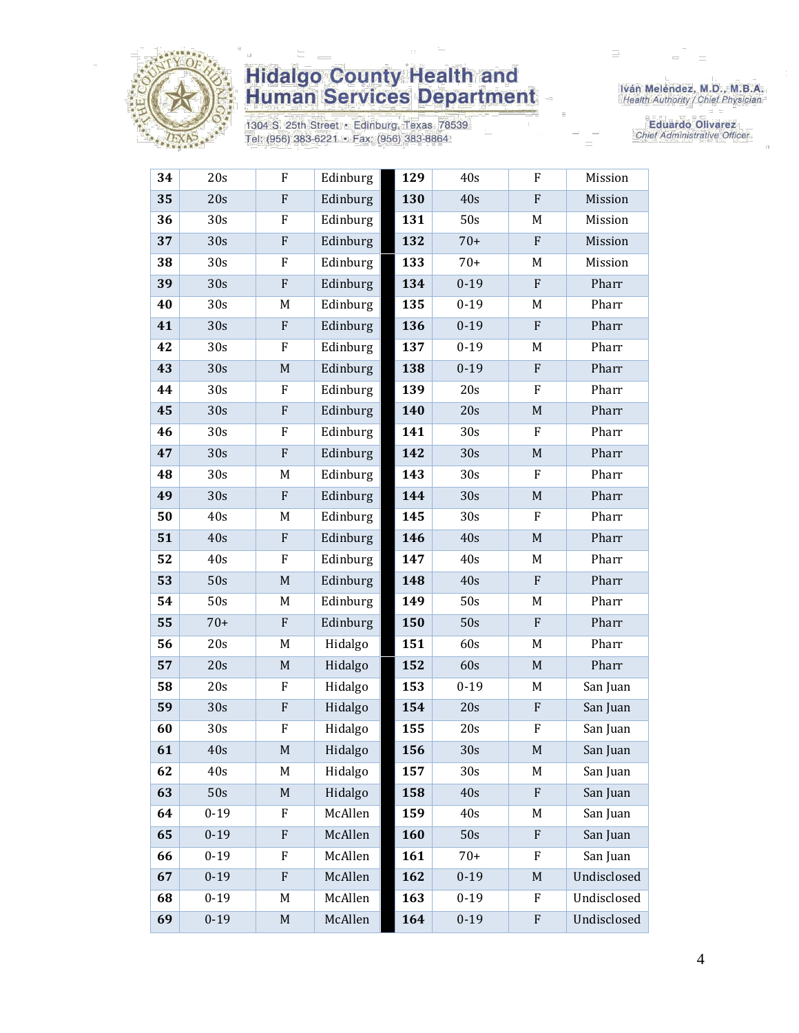| 34 | 20s | F | Edinburg | 129 | 40s | F | Mission |
|---|---|---|---|---|---|---|---|
| 35 | 20s | F | Edinburg | 130 | 40s | F | Mission |
| 36 | 30s | F | Edinburg | 131 | 50s | M | Mission |
| 37 | 30s | F | Edinburg | 132 | 70+ | F | Mission |
| 38 | 30s | F | Edinburg | 133 | 70+ | M | Mission |
| 39 | 30s | F | Edinburg | 134 | 0-19 | F | Pharr |
| 40 | 30s | M | Edinburg | 135 | 0-19 | M | Pharr |
| 41 | 30s | F | Edinburg | 136 | 0-19 | F | Pharr |
| 42 | 30s | F | Edinburg | 137 | 0-19 | M | Pharr |
| 43 | 30s | M | Edinburg | 138 | 0-19 | F | Pharr |
| 44 | 30s | F | Edinburg | 139 | 20s | F | Pharr |
| 45 | 30s | F | Edinburg | 140 | 20s | M | Pharr |
| 46 | 30s | F | Edinburg | 141 | 30s | F | Pharr |
| 47 | 30s | F | Edinburg | 142 | 30s | M | Pharr |
| 48 | 30s | M | Edinburg | 143 | 30s | F | Pharr |
| 49 | 30s | F | Edinburg | 144 | 30s | M | Pharr |
| 50 | 40s | M | Edinburg | 145 | 30s | F | Pharr |
| 51 | 40s | F | Edinburg | 146 | 40s | M | Pharr |
| 52 | 40s | F | Edinburg | 147 | 40s | M | Pharr |
| 53 | 50s | M | Edinburg | 148 | 40s | F | Pharr |
| 54 | 50s | M | Edinburg | 149 | 50s | M | Pharr |
| 55 | 70+ | F | Edinburg | 150 | 50s | F | Pharr |
| 56 | 20s | M | Hidalgo | 151 | 60s | M | Pharr |
| 57 | 20s | M | Hidalgo | 152 | 60s | M | Pharr |
| 58 | 20s | F | Hidalgo | 153 | 0-19 | M | San Juan |
| 59 | 30s | F | Hidalgo | 154 | 20s | F | San Juan |
| 60 | 30s | F | Hidalgo | 155 | 20s | F | San Juan |
| 61 | 40s | M | Hidalgo | 156 | 30s | M | San Juan |
| 62 | 40s | M | Hidalgo | 157 | 30s | M | San Juan |
| 63 | 50s | M | Hidalgo | 158 | 40s | F | San Juan |
| 64 | 0-19 | F | McAllen | 159 | 40s | M | San Juan |
| 65 | 0-19 | F | McAllen | 160 | 50s | F | San Juan |
| 66 | 0-19 | F | McAllen | 161 | 70+ | F | San Juan |
| 67 | 0-19 | F | McAllen | 162 | 0-19 | M | Undisclosed |
| 68 | 0-19 | M | McAllen | 163 | 0-19 | F | Undisclosed |
| 69 | 0-19 | M | McAllen | 164 | 0-19 | F | Undisclosed |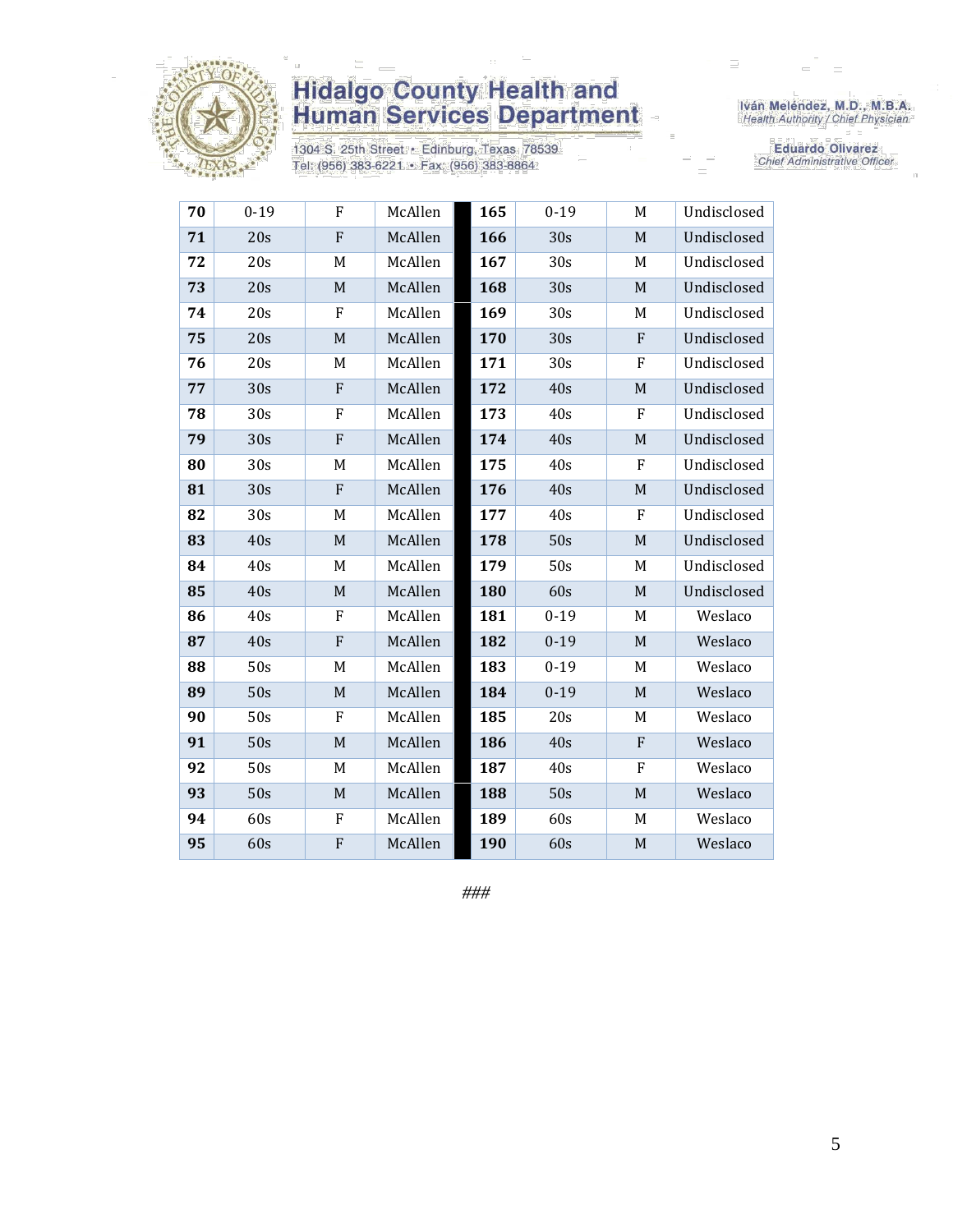| | | | | | | | |
|---|---|---|---|---|---|---|---|
| **70** | 0-19 | F | McAllen | **165** | 0-19 | M | Undisclosed |
| **71** | 20s | F | McAllen | **166** | 30s | M | Undisclosed |
| **72** | 20s | M | McAllen | **167** | 30s | M | Undisclosed |
| **73** | 20s | M | McAllen | **168** | 30s | M | Undisclosed |
| **74** | 20s | F | McAllen | **169** | 30s | M | Undisclosed |
| **75** | 20s | M | McAllen | **170** | 30s | F | Undisclosed |
| **76** | 20s | M | McAllen | **171** | 30s | F | Undisclosed |
| **77** | 30s | F | McAllen | **172** | 40s | M | Undisclosed |
| **78** | 30s | F | McAllen | **173** | 40s | F | Undisclosed |
| **79** | 30s | F | McAllen | **174** | 40s | M | Undisclosed |
| **80** | 30s | M | McAllen | **175** | 40s | F | Undisclosed |
| **81** | 30s | F | McAllen | **176** | 40s | M | Undisclosed |
| **82** | 30s | M | McAllen | **177** | 40s | F | Undisclosed |
| **83** | 40s | M | McAllen | **178** | 50s | M | Undisclosed |
| **84** | 40s | M | McAllen | **179** | 50s | M | Undisclosed |
| **85** | 40s | M | McAllen | **180** | 60s | M | Undisclosed |
| **86** | 40s | F | McAllen | **181** | 0-19 | M | Weslaco |
| **87** | 40s | F | McAllen | **182** | 0-19 | M | Weslaco |
| **88** | 50s | M | McAllen | **183** | 0-19 | M | Weslaco |
| **89** | 50s | M | McAllen | **184** | 0-19 | M | Weslaco |
| **90** | 50s | F | McAllen | **185** | 20s | M | Weslaco |
| **91** | 50s | M | McAllen | **186** | 40s | F | Weslaco |
| **92** | 50s | M | McAllen | **187** | 40s | F | Weslaco |
| **93** | 50s | M | McAllen | **188** | 50s | M | Weslaco |
| **94** | 60s | F | McAllen | **189** | 60s | M | Weslaco |
| **95** | 60s | F | McAllen | **190** | 60s | M | Weslaco |

*###*